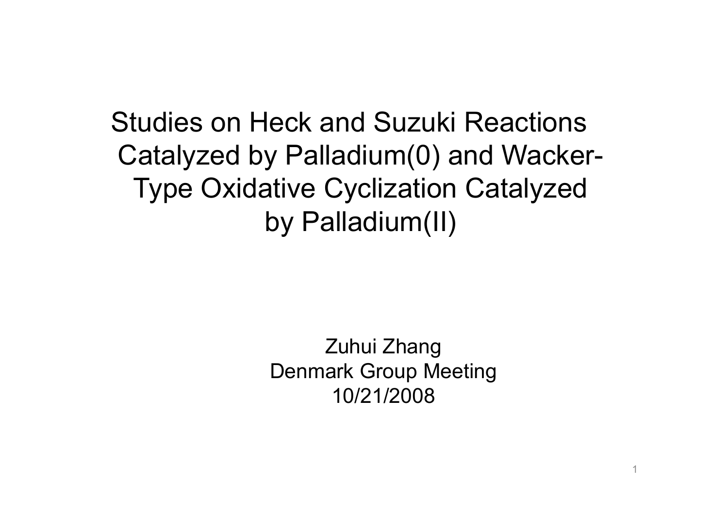# Studies on Heck and Suzuki Reactions Catalyzed by Palladium(0) and Wacker-Type Oxidative Cyclization Catalyzed by Palladium(II)

Zuhui Zhang
Denmark Group Meeting
10/21/2008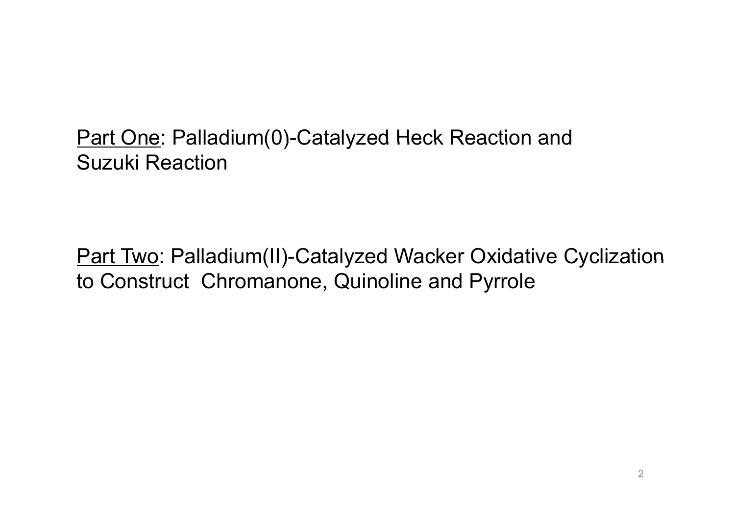<u>Part One</u>: Palladium(0)-Catalyzed Heck Reaction and Suzuki Reaction

<u>Part Two</u>: Palladium(II)-Catalyzed Wacker Oxidative Cyclization to Construct  Chromanone, Quinoline and Pyrrole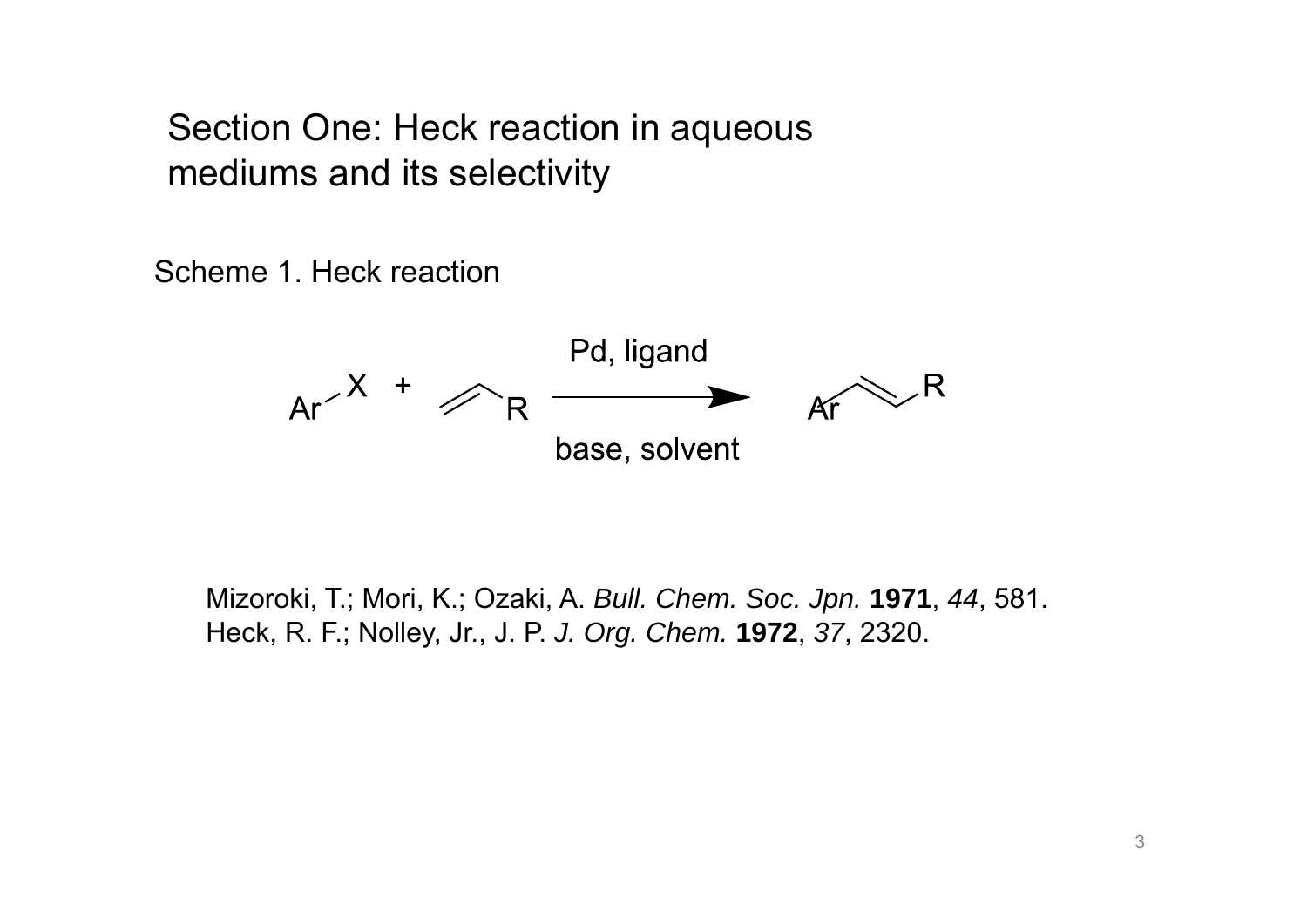## Section One: Heck reaction in aqueous mediums and its selectivity

Scheme 1. Heck reaction

$$\text{Ar–X} + \text{CH}_2\text{=CH–R} \xrightarrow[\text{base, solvent}]{\text{Pd, ligand}} \text{Ar–CH=CH–R}$$

Mizoroki, T.; Mori, K.; Ozaki, A. *Bull. Chem. Soc. Jpn.* **1971**, *44*, 581.
Heck, R. F.; Nolley, Jr., J. P. *J. Org. Chem.* **1972**, *37*, 2320.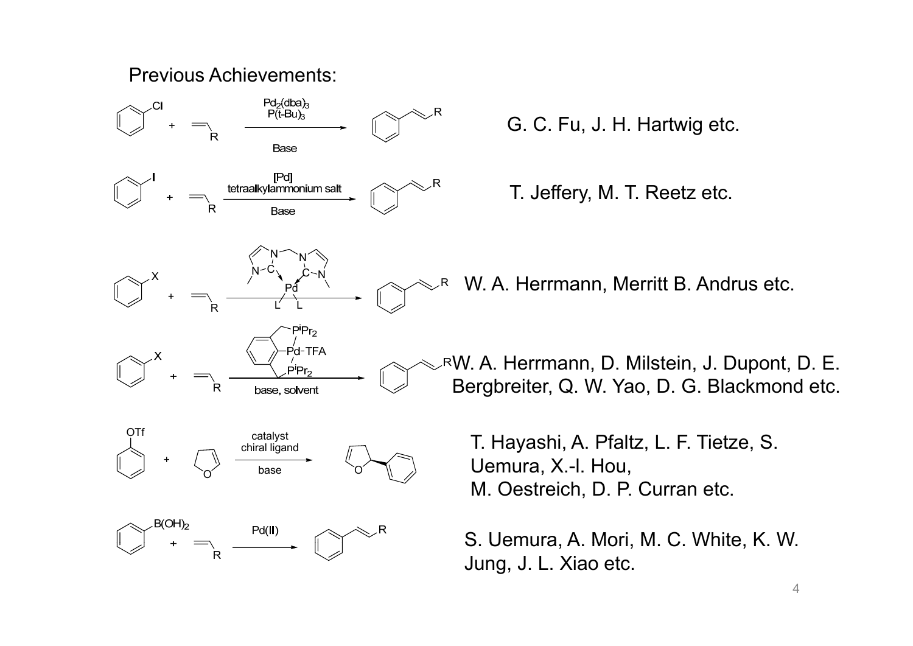Previous Achievements:

PhCl + $CH_2{=}CHR$ → ($Pd_2(dba)_3$, $P(t\text{-}Bu)_3$, Base) → PhCH=CHR — G. C. Fu, J. H. Hartwig etc.

PhI + $CH_2{=}CHR$ → ([Pd], tetraalkylammonium salt, Base) → PhCH=CHR — T. Jeffery, M. T. Reetz etc.

PhX + $CH_2{=}CHR$ → (bis-NHC Pd complex, $PdL_2$) → PhCH=CHR — W. A. Herrmann, Merritt B. Andrus etc.

PhX + $CH_2{=}CHR$ → (PCP pincer complex with $P^iPr_2$ groups, Pd–TFA; base, solvent) → PhCH=CHR — W. A. Herrmann, D. Milstein, J. Dupont, D. E. Bergbreiter, Q. W. Yao, D. G. Blackmond etc.

PhOTf + 2,3-dihydrofuran → (catalyst, chiral ligand, base) → 2-phenyl-2,5-dihydrofuran — T. Hayashi, A. Pfaltz, L. F. Tietze, S. Uemura, X.-l. Hou, M. Oestreich, D. P. Curran etc.

$PhB(OH)_2$ + $CH_2{=}CHR$ → (Pd(II)) → PhCH=CHR — S. Uemura, A. Mori, M. C. White, K. W. Jung, J. L. Xiao etc.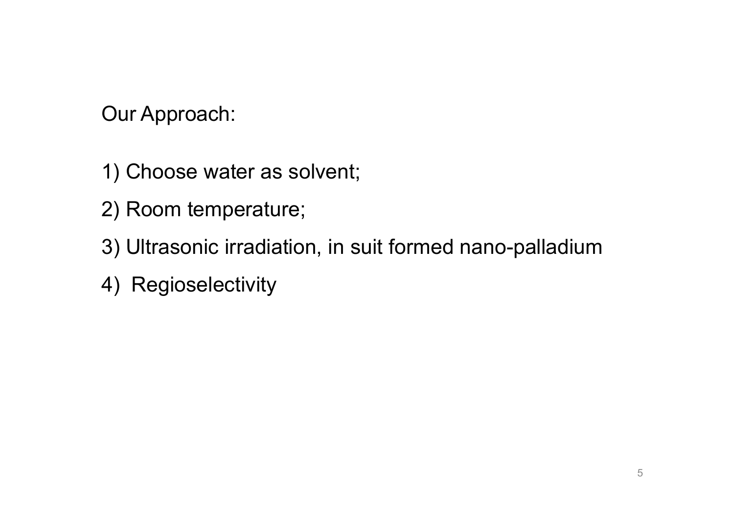Our Approach:

1) Choose water as solvent;
2) Room temperature;
3) Ultrasonic irradiation, in suit formed nano-palladium
4) Regioselectivity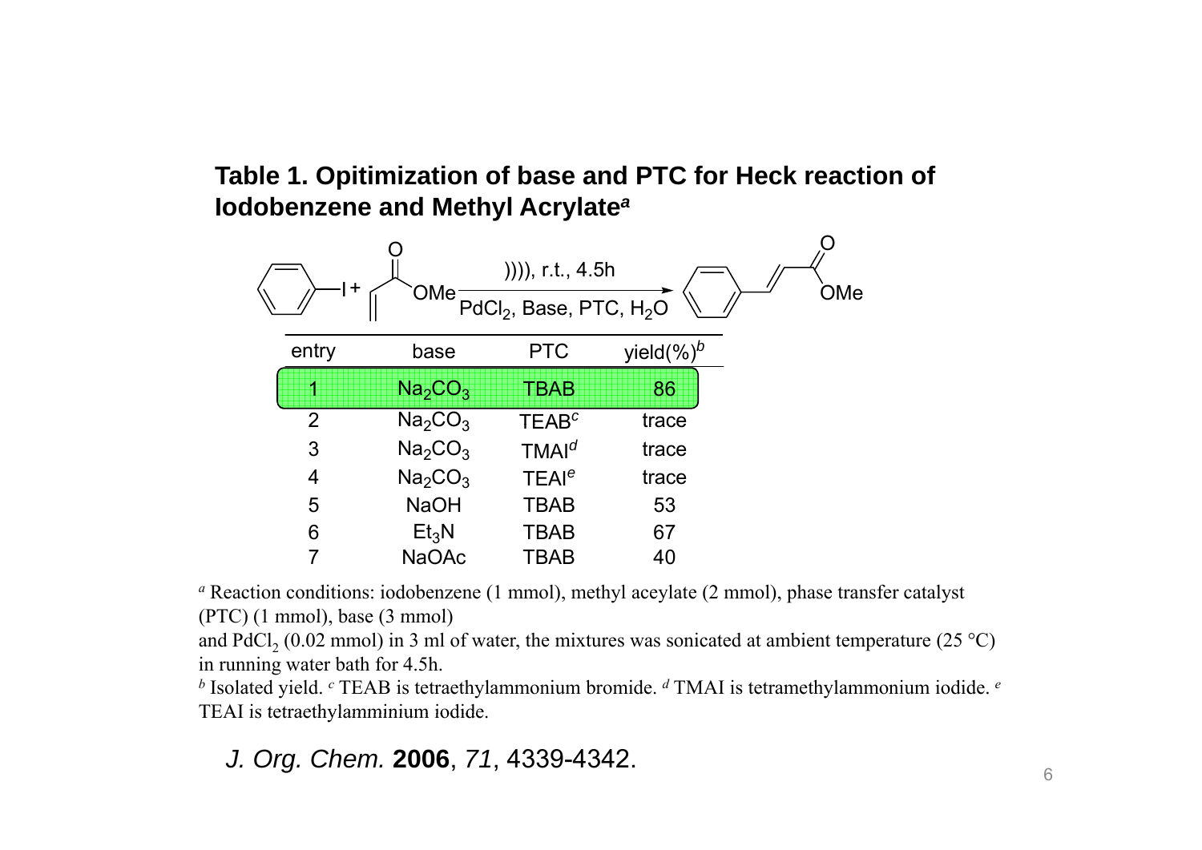**Table 1. Opitimization of base and PTC for Heck reaction of Iodobenzene and Methyl Acrylate[a]**

Iodobenzene + methyl acrylate → methyl cinnamate ()))), r.t., 4.5h; $PdCl_2$, Base, PTC, $H_2O$)

| entry | base | PTC | yield(%)[b] |
|---|---|---|---|
| 1 | $Na_2CO_3$ | TBAB | 86 |
| 2 | $Na_2CO_3$ | TEAB[c] | trace |
| 3 | $Na_2CO_3$ | TMAI[d] | trace |
| 4 | $Na_2CO_3$ | TEAI[e] | trace |
| 5 | NaOH | TBAB | 53 |
| 6 | $Et_3N$ | TBAB | 67 |
| 7 | NaOAc | TBAB | 40 |

[a] Reaction conditions: iodobenzene (1 mmol), methyl aceylate (2 mmol), phase transfer catalyst (PTC) (1 mmol), base (3 mmol) and $PdCl_2$ (0.02 mmol) in 3 ml of water, the mixtures was sonicated at ambient temperature (25 °C) in running water bath for 4.5h.

[b] Isolated yield. [c] TEAB is tetraethylammonium bromide. [d] TMAI is tetramethylammonium iodide. [e] TEAI is tetraethylamminium iodide.

*J. Org. Chem.* **2006**, *71*, 4339-4342.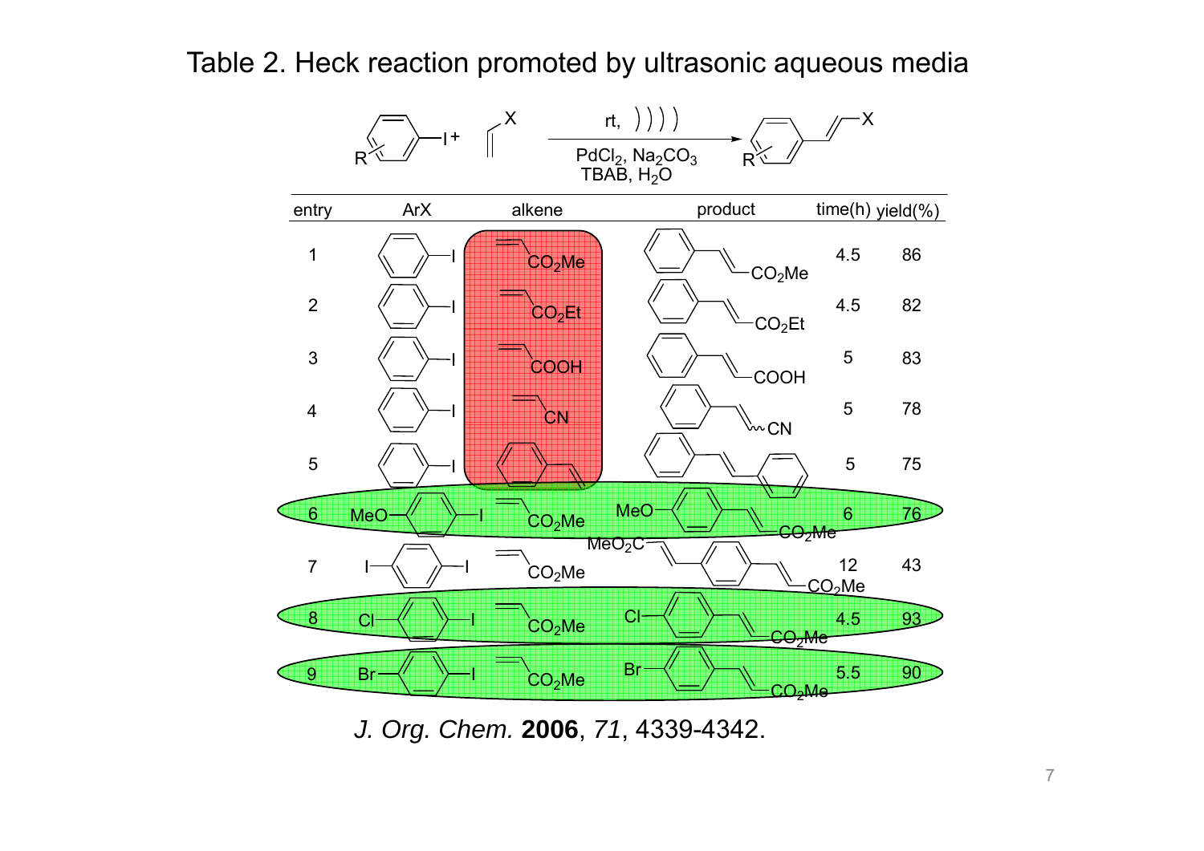# Table 2. Heck reaction promoted by ultrasonic aqueous media

R–C$_6$H$_4$–I + CH$_2$=CH–X → (rt, ultrasound; $PdCl_2$, $Na_2CO_3$, TBAB, $H_2O$) → R–C$_6$H$_4$–CH=CH–X

| entry | ArX | alkene | product | time(h) | yield(%) |
|---|---|---|---|---|---|
| 1 | PhI | CH$_2$=CHCO$_2$Me | PhCH=CHCO$_2$Me | 4.5 | 86 |
| 2 | PhI | CH$_2$=CHCO$_2$Et | PhCH=CHCO$_2$Et | 4.5 | 82 |
| 3 | PhI | CH$_2$=CHCOOH | PhCH=CHCOOH | 5 | 83 |
| 4 | PhI | CH$_2$=CHCN | PhCH=CHCN | 5 | 78 |
| 5 | PhI | CH$_2$=CHPh | PhCH=CHPh | 5 | 75 |
| 6 | 4-MeO-C$_6$H$_4$I | CH$_2$=CHCO$_2$Me | 4-MeO-C$_6$H$_4$CH=CHCO$_2$Me | 6 | 76 |
| 7 | 1,4-I$_2$C$_6$H$_4$ | CH$_2$=CHCO$_2$Me | MeO$_2$C-CH=CH-C$_6$H$_4$-CH=CHCO$_2$Me | 12 | 43 |
| 8 | 4-Cl-C$_6$H$_4$I | CH$_2$=CHCO$_2$Me | 4-Cl-C$_6$H$_4$CH=CHCO$_2$Me | 4.5 | 93 |
| 9 | 4-Br-C$_6$H$_4$I | CH$_2$=CHCO$_2$Me | 4-Br-C$_6$H$_4$CH=CHCO$_2$Me | 5.5 | 90 |

*J. Org. Chem.* **2006**, *71*, 4339-4342.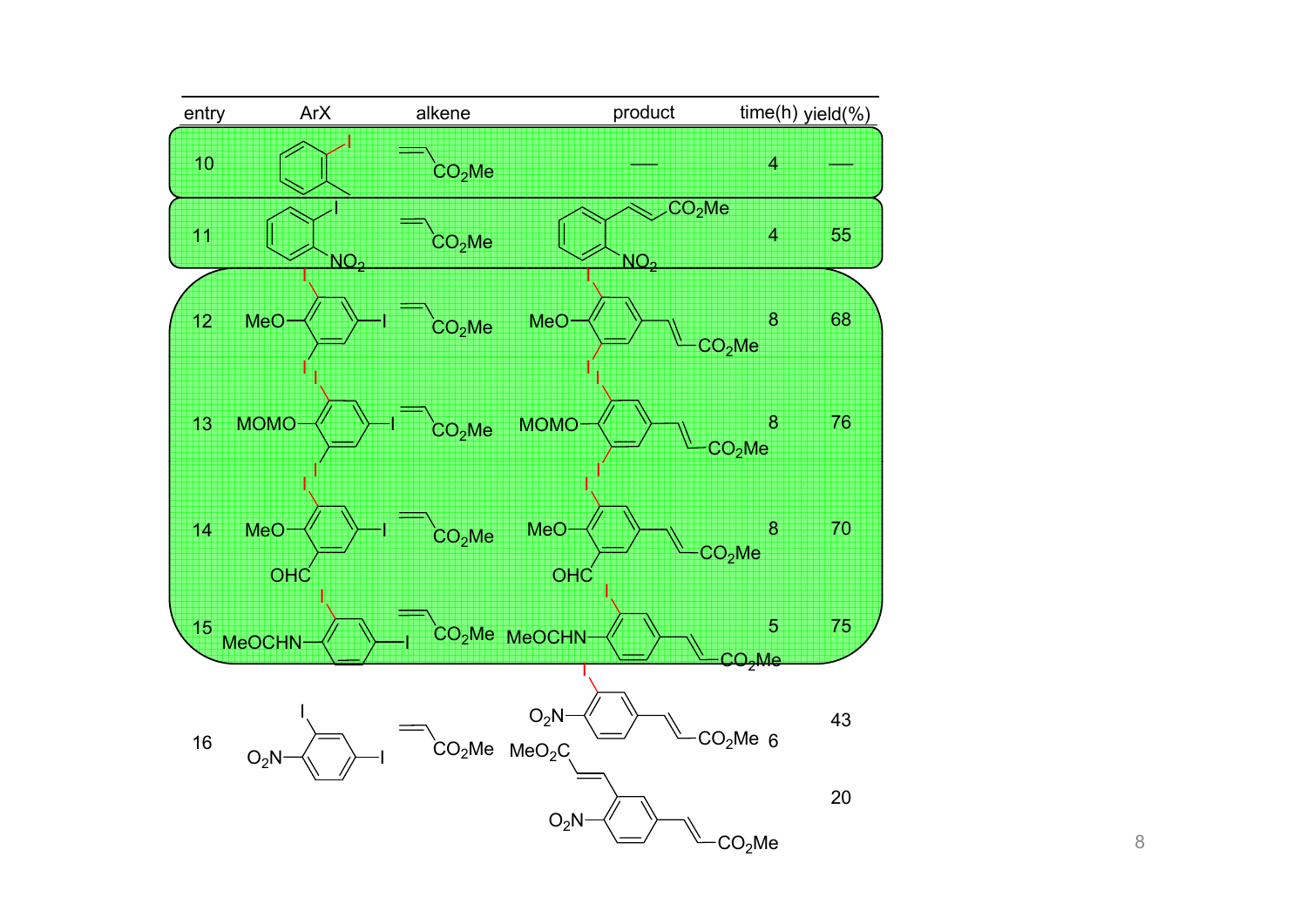| entry | ArX | alkene | product | time(h) | yield(%) |
|---|---|---|---|---|---|
| 10 | 2-iodotoluene | $CH_2=CHCO_2Me$ | — | 4 | — |
| 11 | 1-iodo-2-nitrobenzene | $CH_2=CHCO_2Me$ | methyl (E)-3-(2-nitrophenyl)acrylate | 4 | 55 |
| 12 | 1,2,3-triiodo-5-... (MeO, I, I, I) | $CH_2=CHCO_2Me$ | MeO, I, I ... $CO_2Me$ | 8 | 68 |
| 13 | MOMO, I, I, I | $CH_2=CHCO_2Me$ | MOMO, I, I ... $CO_2Me$ | 8 | 76 |
| 14 | MeO, OHC, I, I | $CH_2=CHCO_2Me$ | MeO, OHC, I ... $CO_2Me$ | 8 | 70 |
| 15 | MeOCHN, I, I | $CH_2=CHCO_2Me$ | MeOCHN, I ... $CO_2Me$ | 5 | 75 |
| 16 | $O_2N$, I, I | $CH_2=CHCO_2Me$ | $O_2N$, I ... $CO_2Me$ | 6 | 43 |
| | | | $O_2N$, $MeO_2C$ ... $CO_2Me$ | | 20 |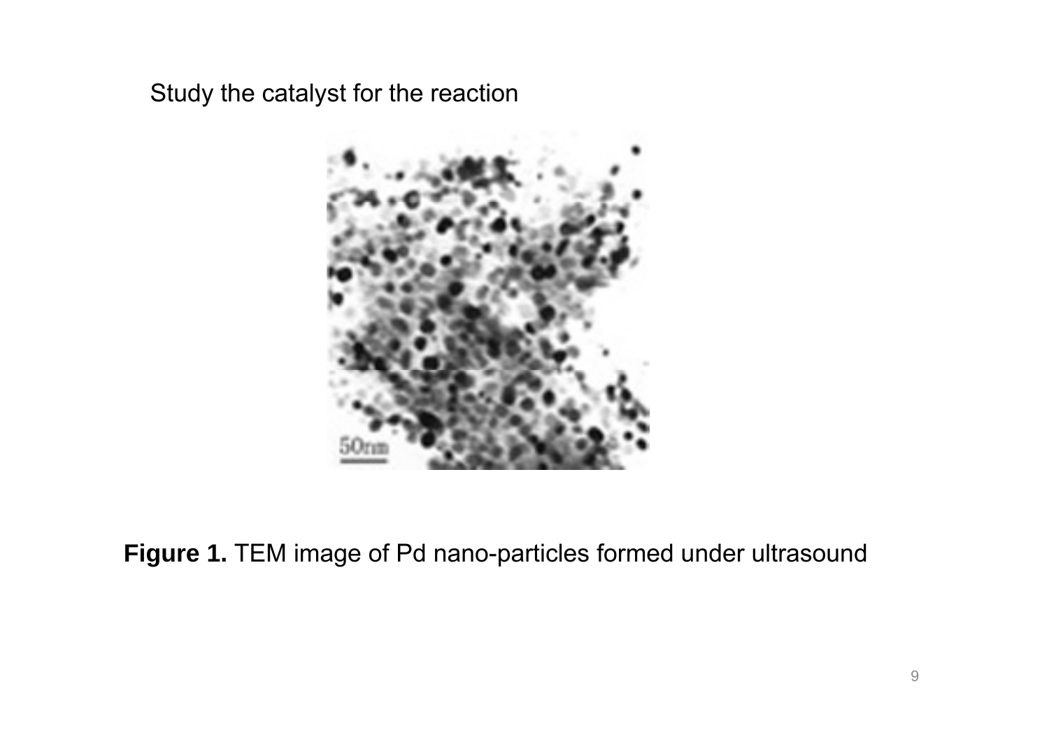Study the catalyst for the reaction

**Figure 1.** TEM image of Pd nano-particles formed under ultrasound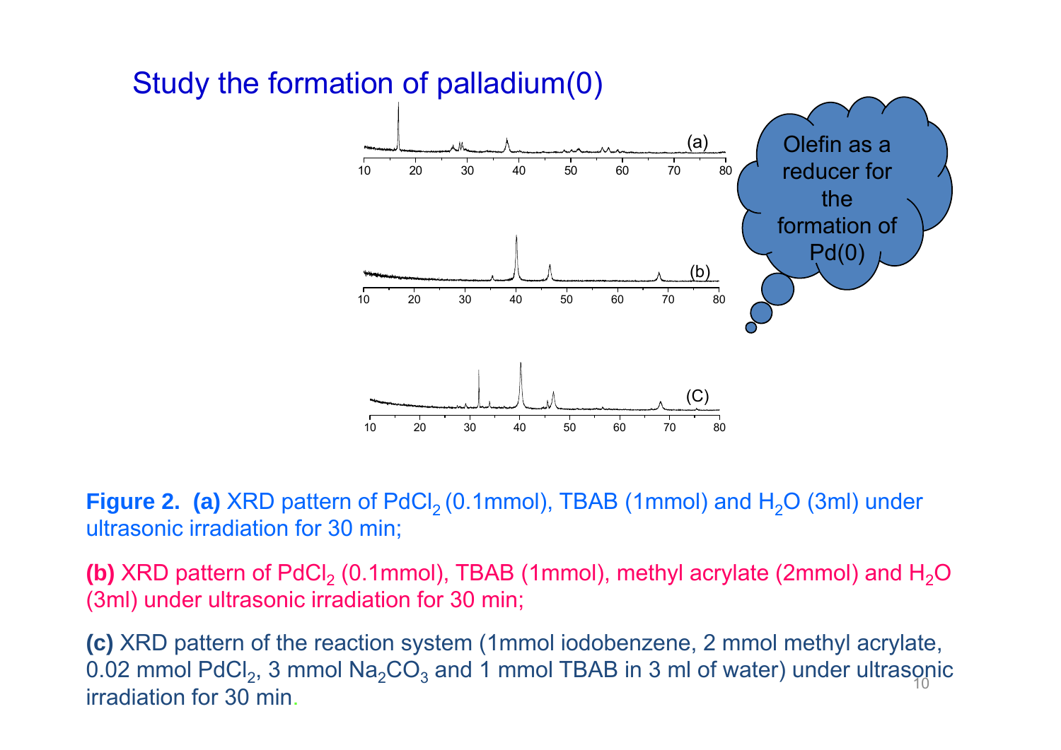# Study the formation of palladium(0)

Olefin as a reducer for the formation of Pd(0)

**Figure 2.** **(a)** XRD pattern of $PdCl_2$ (0.1mmol), TBAB (1mmol) and $H_2O$ (3ml) under ultrasonic irradiation for 30 min;

**(b)** XRD pattern of $PdCl_2$ (0.1mmol), TBAB (1mmol), methyl acrylate (2mmol) and $H_2O$ (3ml) under ultrasonic irradiation for 30 min;

**(c)** XRD pattern of the reaction system (1mmol iodobenzene, 2 mmol methyl acrylate, 0.02 mmol $PdCl_2$, 3 mmol $Na_2CO_3$ and 1 mmol TBAB in 3 ml of water) under ultrasonic irradiation for 30 min.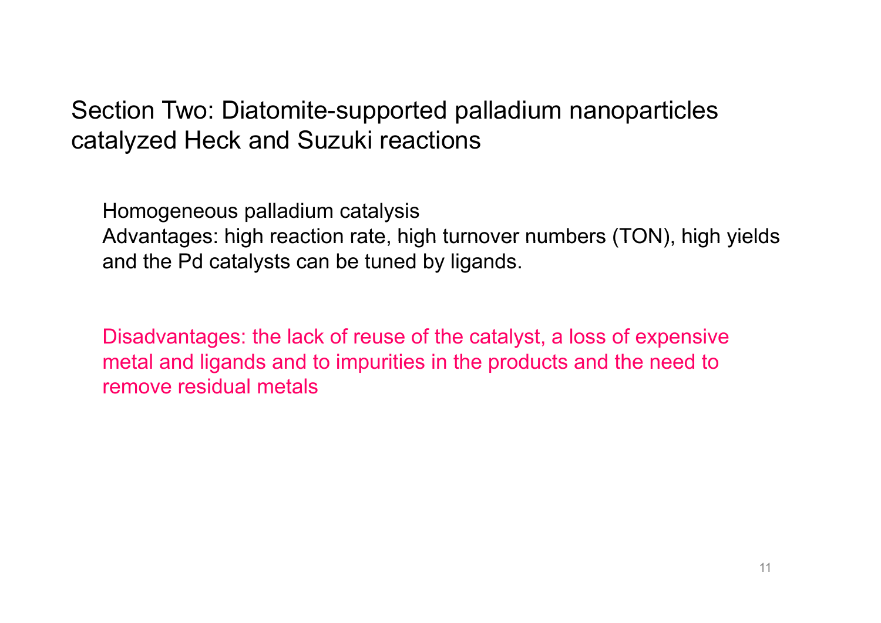## Section Two: Diatomite-supported palladium nanoparticles catalyzed Heck and Suzuki reactions

Homogeneous palladium catalysis
Advantages: high reaction rate, high turnover numbers (TON), high yields and the Pd catalysts can be tuned by ligands.

Disadvantages: the lack of reuse of the catalyst, a loss of expensive metal and ligands and to impurities in the products and the need to remove residual metals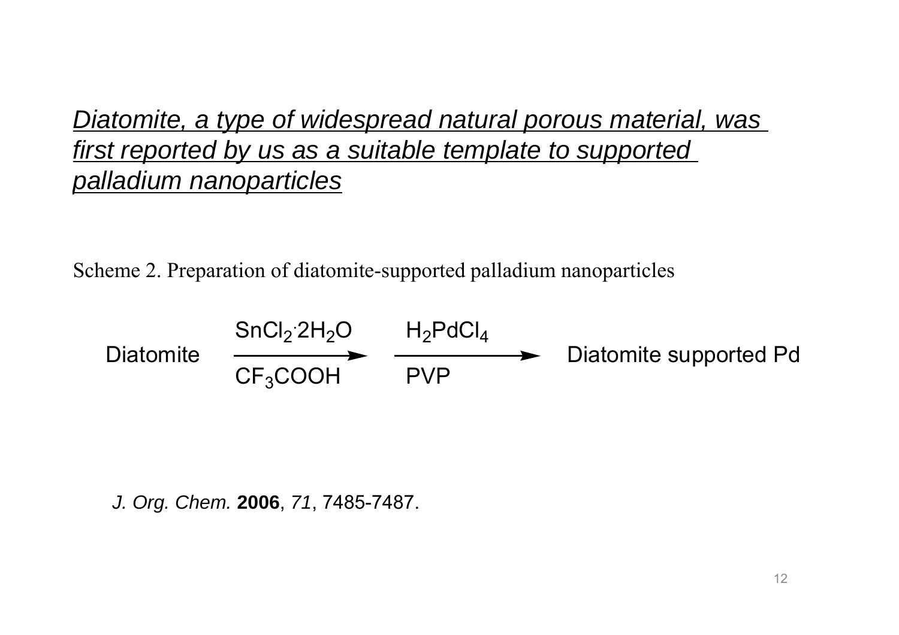*Diatomite, a type of widespread natural porous material, was first reported by us as a suitable template to supported palladium nanoparticles*

Scheme 2. Preparation of diatomite-supported palladium nanoparticles

$$\text{Diatomite} \xrightarrow[\text{CF}_3\text{COOH}]{\text{SnCl}_2\cdot 2\text{H}_2\text{O}} \xrightarrow[\text{PVP}]{\text{H}_2\text{PdCl}_4} \text{Diatomite supported Pd}$$

*J. Org. Chem.* **2006**, *71*, 7485-7487.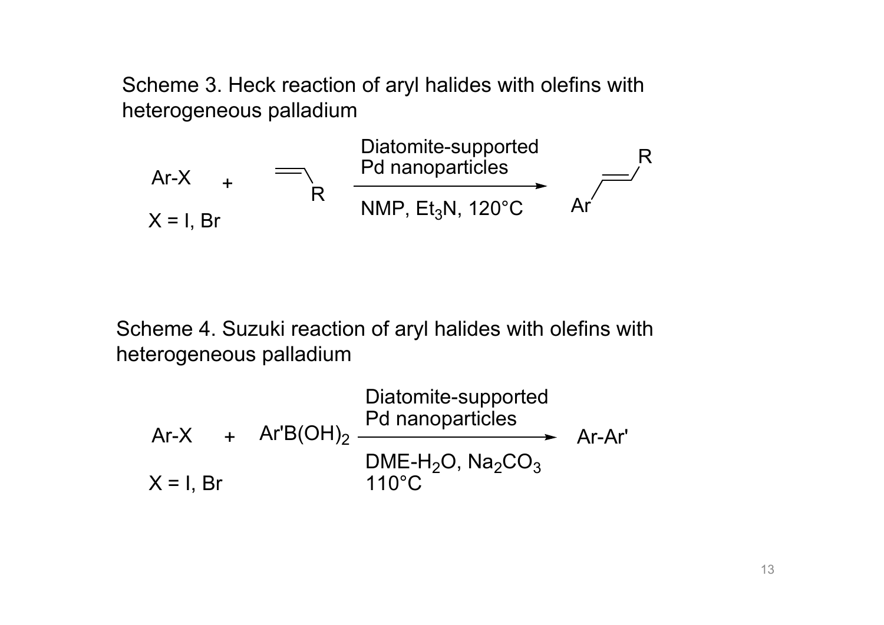Scheme 3. Heck reaction of aryl halides with olefins with heterogeneous palladium

Ar-X + (olefin)-R → (Diatomite-supported Pd nanoparticles; NMP, $Et_3N$, 120°C) → Ar-CH=CH-R

X = I, Br

Scheme 4. Suzuki reaction of aryl halides with olefins with heterogeneous palladium

Ar-X + $Ar'B(OH)_2$ → (Diatomite-supported Pd nanoparticles; DME-$H_2O$, $Na_2CO_3$, 110°C) → Ar-Ar'

X = I, Br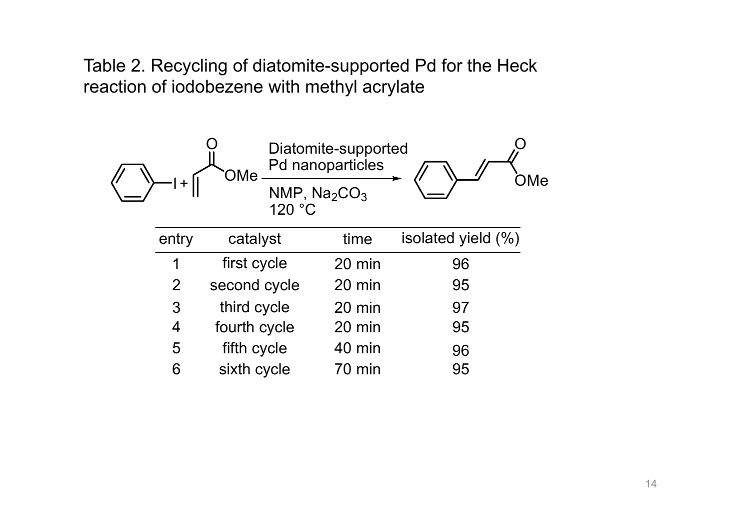Table 2. Recycling of diatomite-supported Pd for the Heck reaction of iodobezene with methyl acrylate

Diatomite-supported Pd nanoparticles

NMP, $Na_2CO_3$

120 °C

| entry | catalyst | time | isolated yield (%) |
|---|---|---|---|
| 1 | first cycle | 20 min | 96 |
| 2 | second cycle | 20 min | 95 |
| 3 | third cycle | 20 min | 97 |
| 4 | fourth cycle | 20 min | 95 |
| 5 | fifth cycle | 40 min | 96 |
| 6 | sixth cycle | 70 min | 95 |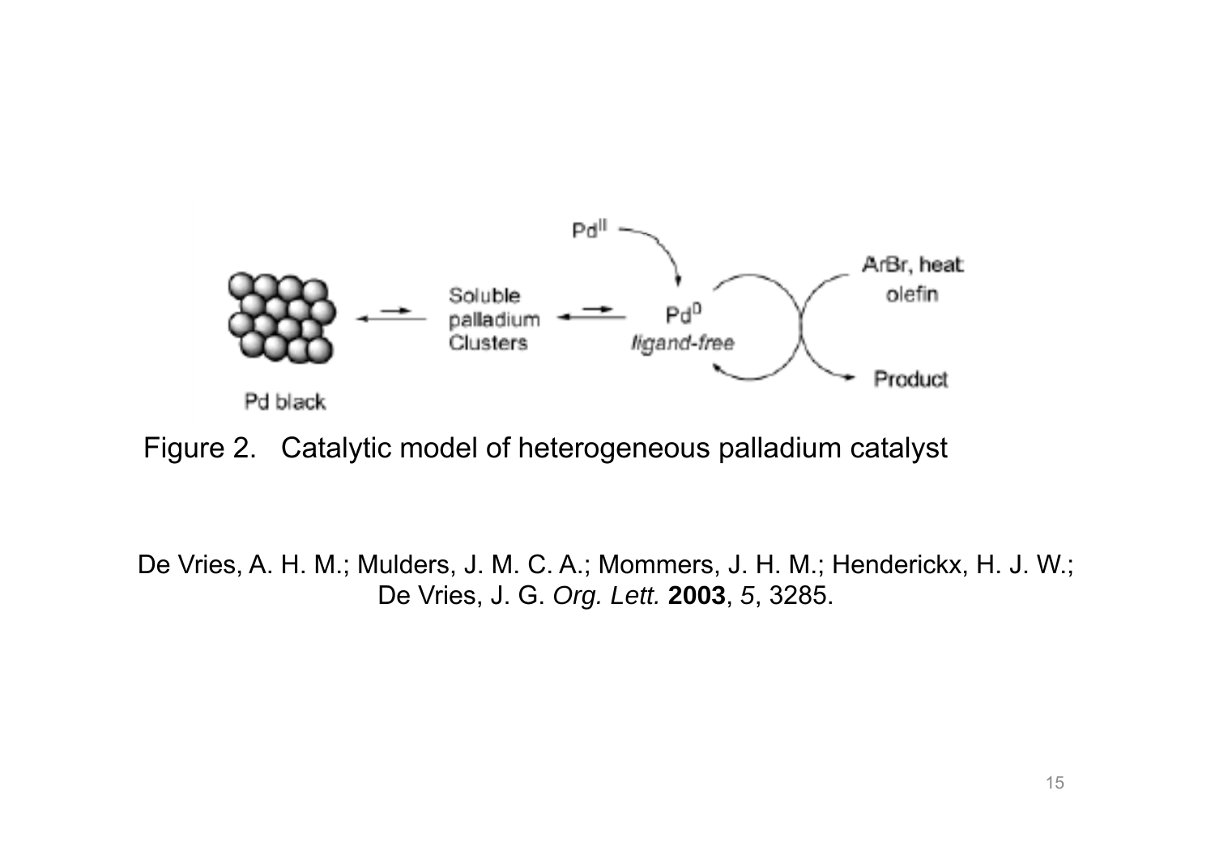Pd black ⇄ Soluble palladium Clusters ⇄ $Pd^0$ *ligand-free*

$Pd^{II}$ → $Pd^0$

ArBr, heat, olefin → Product

Figure 2. Catalytic model of heterogeneous palladium catalyst

De Vries, A. H. M.; Mulders, J. M. C. A.; Mommers, J. H. M.; Henderickx, H. J. W.; De Vries, J. G. *Org. Lett.* **2003**, *5*, 3285.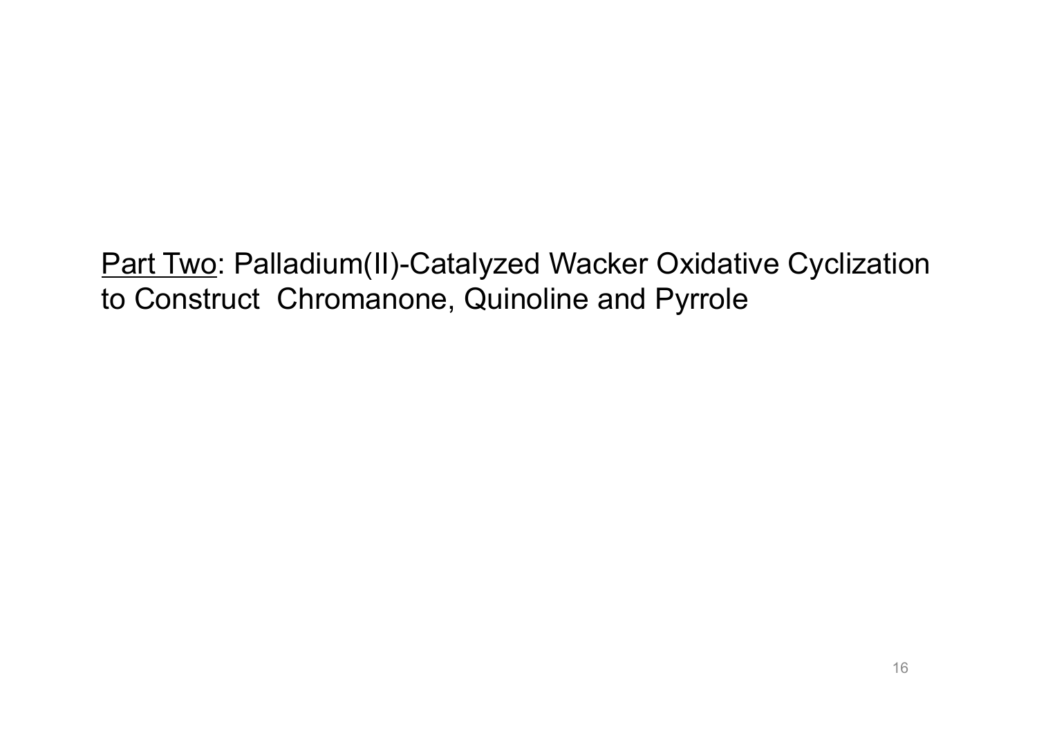<u>Part Two</u>: Palladium(II)-Catalyzed Wacker Oxidative Cyclization to Construct Chromanone, Quinoline and Pyrrole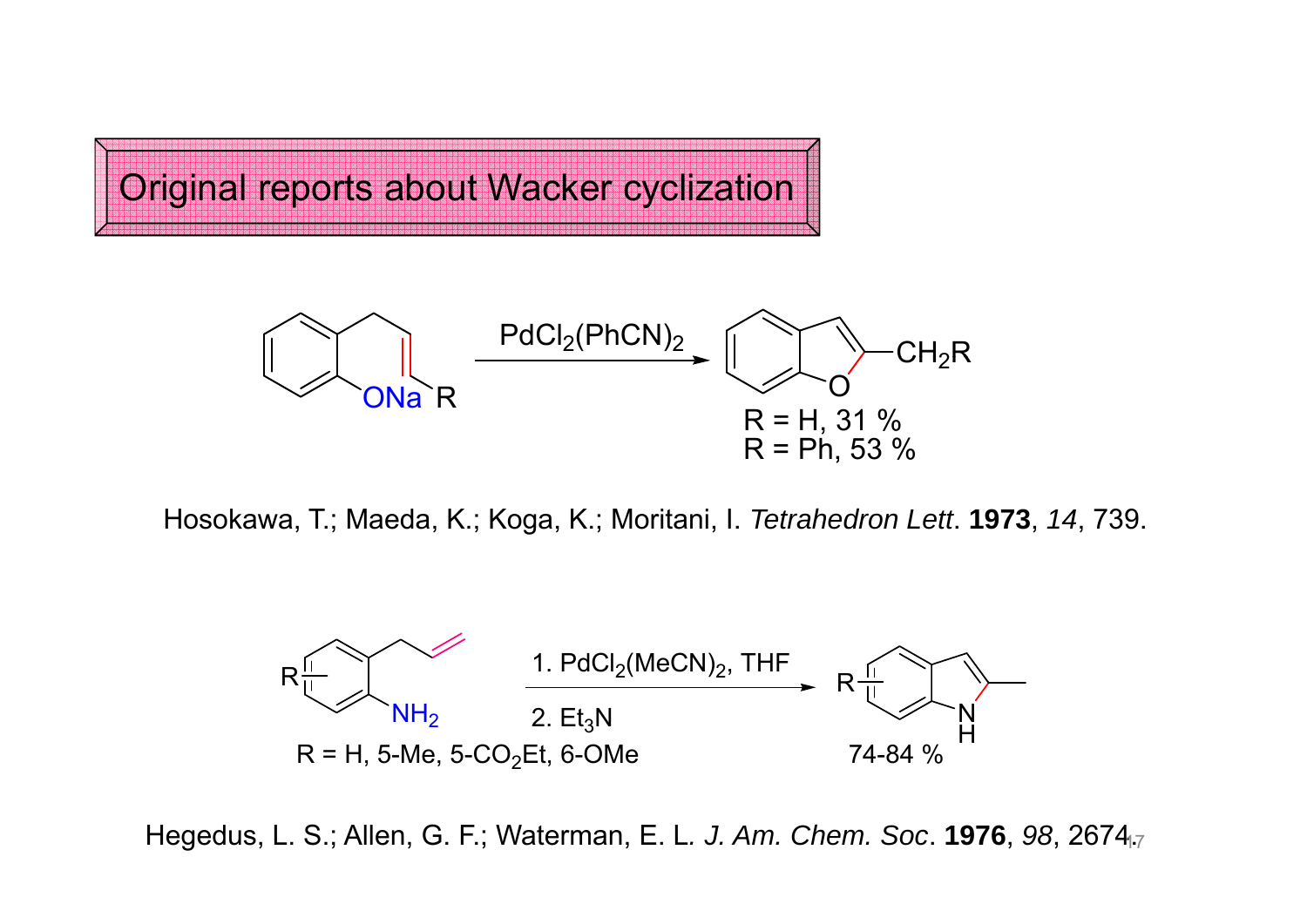# Original reports about Wacker cyclization

$PdCl_2(PhCN)_2$

ONa R

O — $CH_2R$

R = H, 31 %
R = Ph, 53 %

Hosokawa, T.; Maeda, K.; Koga, K.; Moritani, I. *Tetrahedron Lett*. **1973**, *14*, 739.

1. $PdCl_2(MeCN)_2$, THF
2. $Et_3N$

R, $NH_2$

R = H, 5-Me, 5-$CO_2$Et, 6-OMe

R, N H

74-84 %

Hegedus, L. S.; Allen, G. F.; Waterman, E. L. *J. Am. Chem. Soc*. **1976**, *98*, 2674.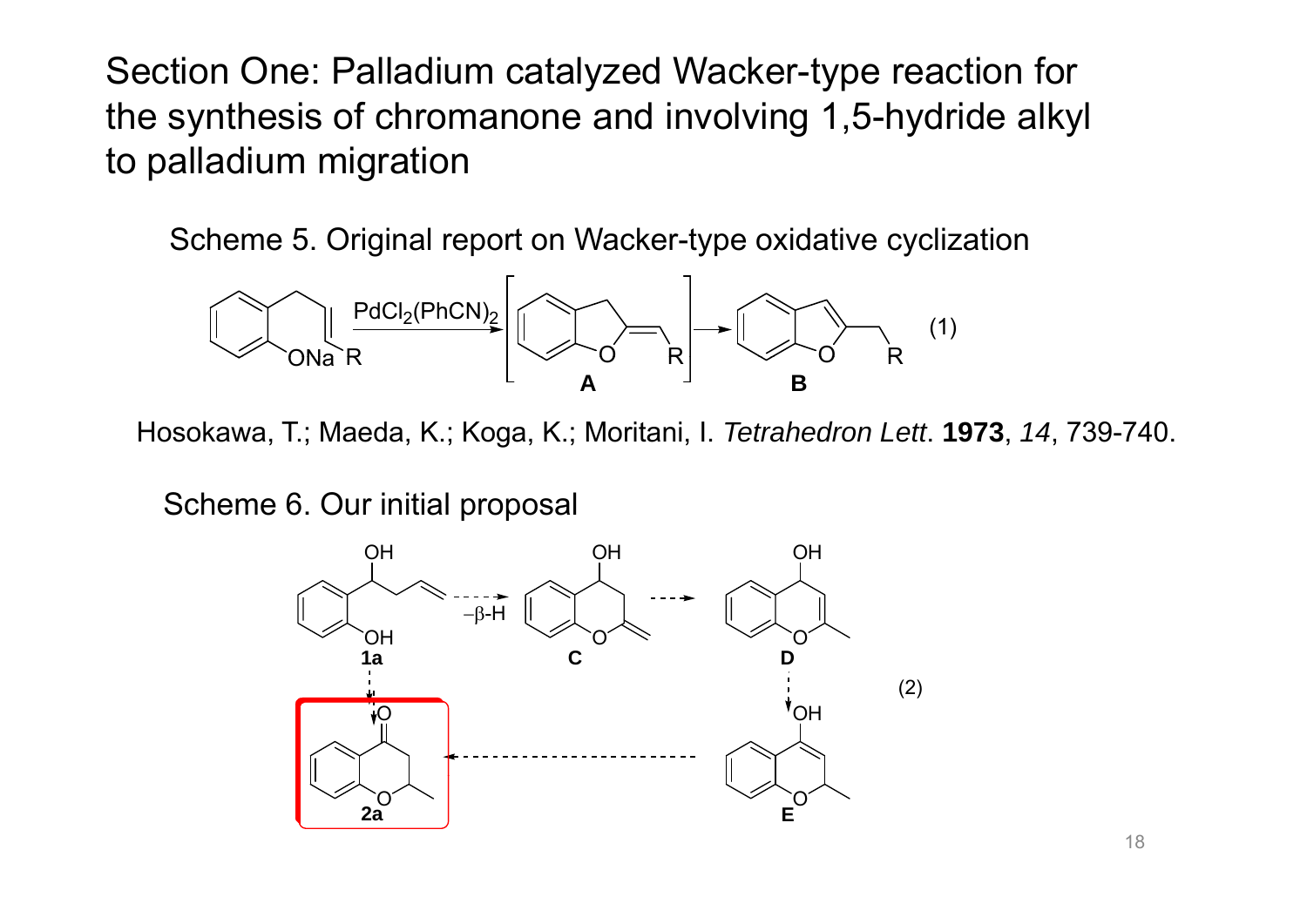# Section One: Palladium catalyzed Wacker-type reaction for the synthesis of chromanone and involving 1,5-hydride alkyl to palladium migration

Scheme 5. Original report on Wacker-type oxidative cyclization

$PdCl_2(PhCN)_2$

ONa R

O R

**A**

O R

**B**

(1)

Hosokawa, T.; Maeda, K.; Koga, K.; Moritani, I. *Tetrahedron Lett*. **1973**, *14*, 739-740.

Scheme 6. Our initial proposal

OH

OH

**1a**

−β-H

OH

O

**C**

OH

O

**D**

OH

O

**E**

O

O

**2a**

(2)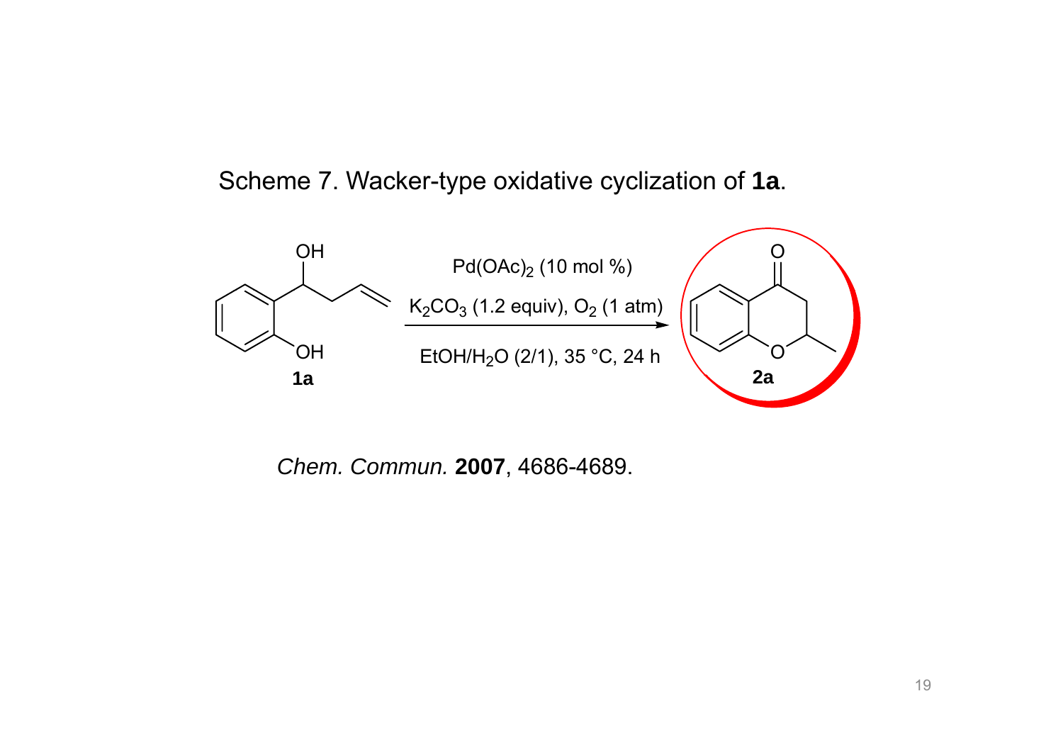Scheme 7. Wacker-type oxidative cyclization of **1a**.

**1a** → **2a**

$Pd(OAc)_2$ (10 mol %)

$K_2CO_3$ (1.2 equiv), $O_2$ (1 atm)

EtOH/$H_2O$ (2/1), 35 °C, 24 h

*Chem. Commun.* **2007**, 4686-4689.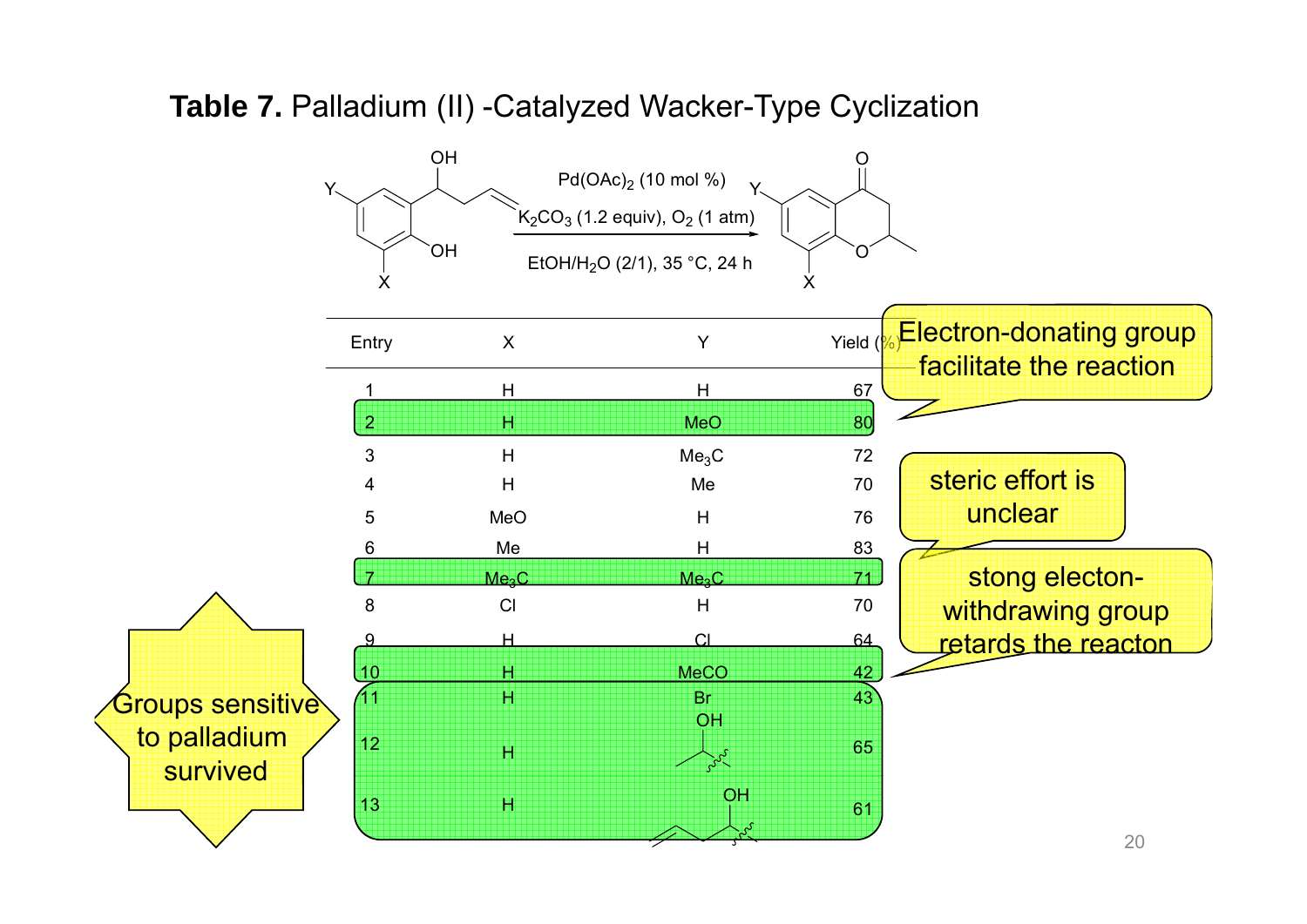**Table 7.** Palladium (II) -Catalyzed Wacker-Type Cyclization

$Pd(OAc)_2$ (10 mol %)
$K_2CO_3$ (1.2 equiv), $O_2$ (1 atm)
$EtOH/H_2O$ (2/1), 35 °C, 24 h

| Entry | X | Y | Yield (%) |
|---|---|---|---|
| 1 | H | H | 67 |
| 2 | H | MeO | 80 |
| 3 | H | $Me_3C$ | 72 |
| 4 | H | Me | 70 |
| 5 | MeO | H | 76 |
| 6 | Me | H | 83 |
| 7 | $Me_3C$ | $Me_3C$ | 71 |
| 8 | Cl | H | 70 |
| 9 | H | Cl | 64 |
| 10 | H | MeCO | 42 |
| 11 | H | Br | 43 |
| 12 | H | CH(OH)CH₃ | 65 |
| 13 | H | CH(OH)CH₂CH=CH₂ | 61 |

Electron-donating group facilitate the reaction

steric effort is unclear

stong electon-withdrawing group retards the reacton

Groups sensitive to palladium survived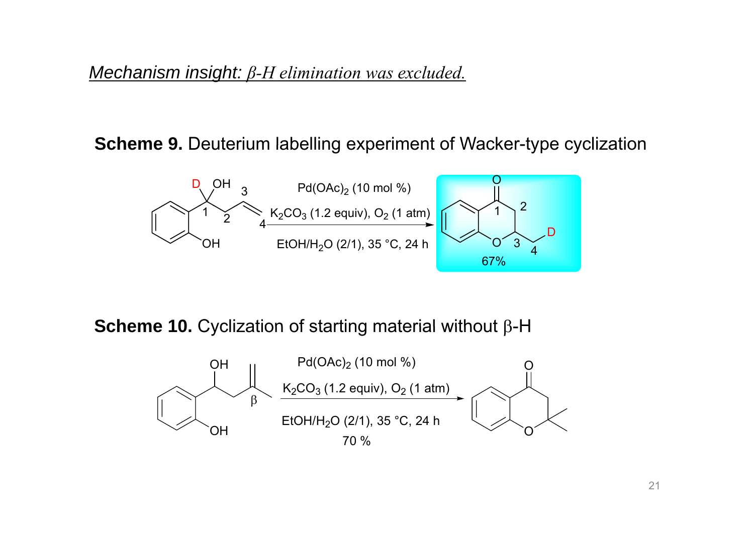*Mechanism insight: β-H elimination was excluded.*

**Scheme 9.** Deuterium labelling experiment of Wacker-type cyclization

$Pd(OAc)_2$ (10 mol %)

$K_2CO_3$ (1.2 equiv), $O_2$ (1 atm)

$EtOH/H_2O$ (2/1), 35 °C, 24 h

67%

**Scheme 10.** Cyclization of starting material without β-H

$Pd(OAc)_2$ (10 mol %)

$K_2CO_3$ (1.2 equiv), $O_2$ (1 atm)

$EtOH/H_2O$ (2/1), 35 °C, 24 h

70 %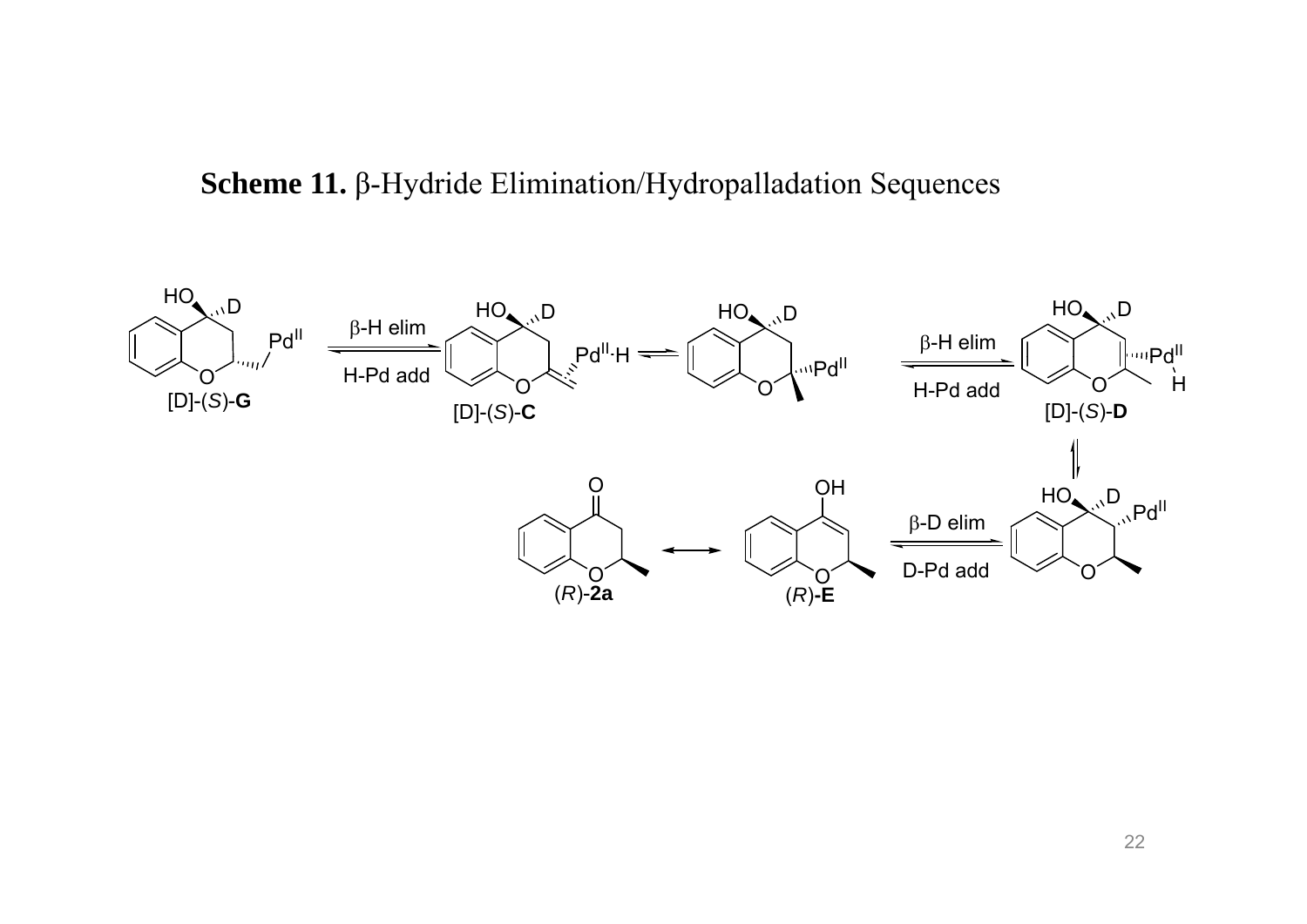**Scheme 11.** β-Hydride Elimination/Hydropalladation Sequences

β-H elim

H-Pd add

[D]-(*S*)-**G**

[D]-(*S*)-**C**

β-H elim

H-Pd add

[D]-(*S*)-**D**

β-D elim

D-Pd add

(*R*)-**2a**

(*R*)-**E**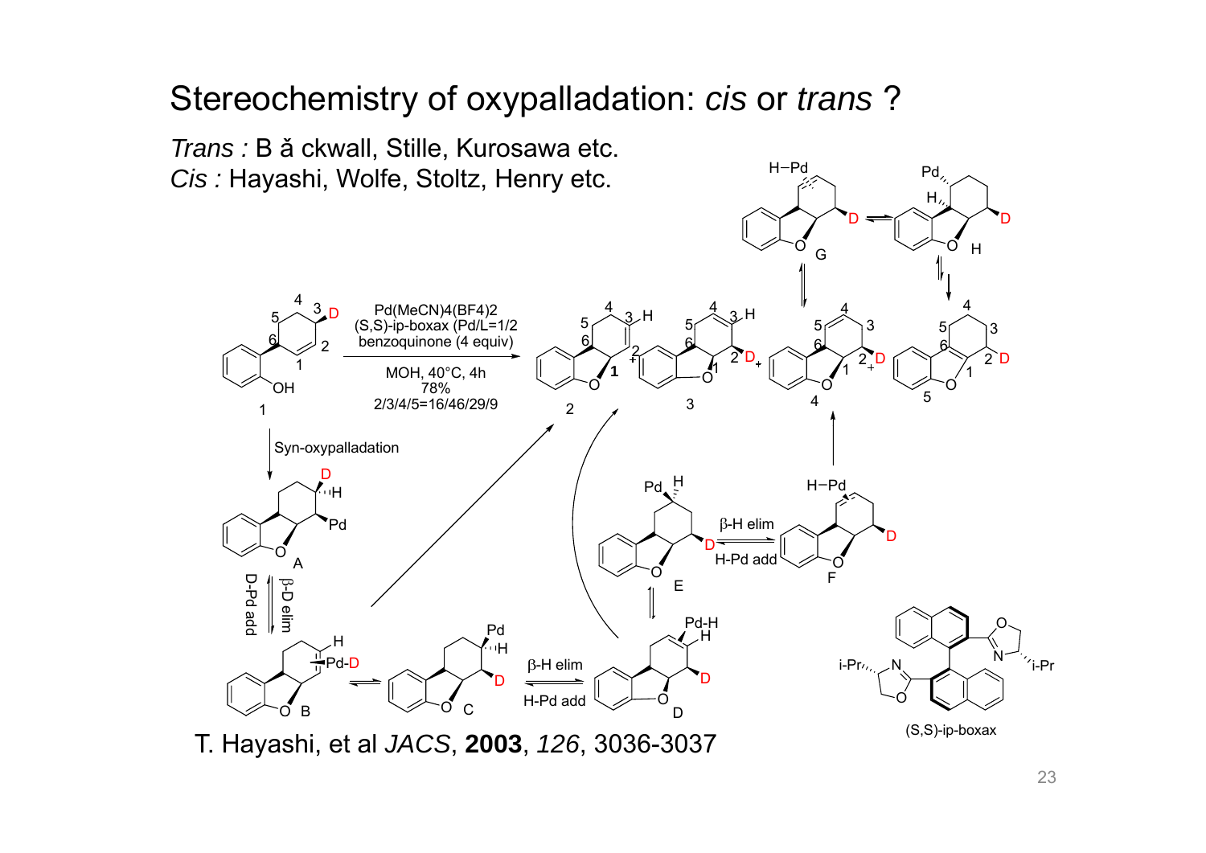# Stereochemistry of oxypalladation: *cis* or *trans* ?

*Trans :* Bă ckwall, Stille, Kurosawa etc.
*Cis :* Hayashi, Wolfe, Stoltz, Henry etc.

Reaction conditions: $Pd(MeCN)_4(BF_4)_2$, (S,S)-ip-boxax (Pd/L=1/2), benzoquinone (4 equiv), MOH, 40°C, 4h, 78%, 2/3/4/5=16/46/29/9

Syn-oxypalladation; β-D elim; D-Pd add; β-H elim; H-Pd add

(S,S)-ip-boxax

T. Hayashi, et al *JACS*, **2003**, *126*, 3036-3037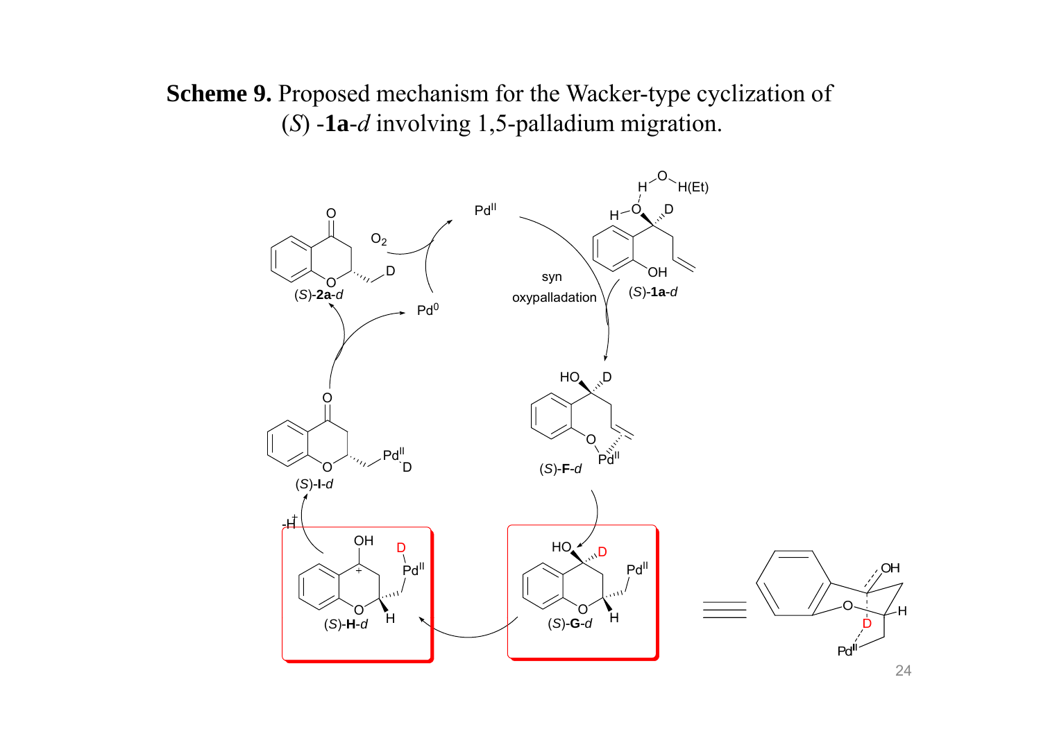**Scheme 9.** Proposed mechanism for the Wacker-type cyclization of (*S*) -**1a**-*d* involving 1,5-palladium migration.

$Pd^{II}$

(*S*)-**1a**-*d*

syn oxypalladation

(*S*)-**F**-*d*

(*S*)-**G**-*d*

(*S*)-**H**-*d*

$-H^+$

(*S*)-**I**-*d*

$Pd^0$

$O_2$

(*S*)-**2a**-*d*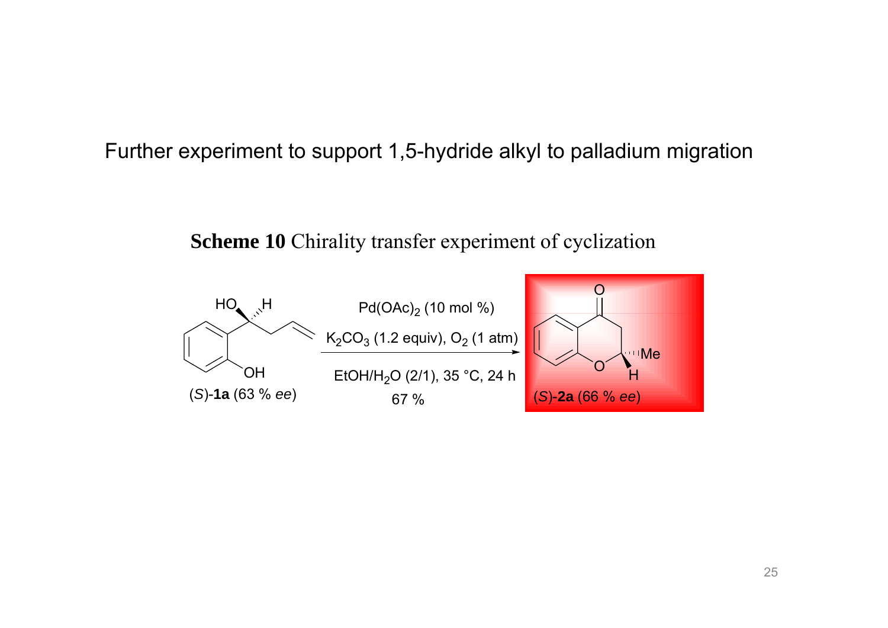# Further experiment to support 1,5-hydride alkyl to palladium migration

**Scheme 10** Chirality transfer experiment of cyclization

(*S*)-**1a** (63 % *ee*)

$Pd(OAc)_2$ (10 mol %)

$K_2CO_3$ (1.2 equiv), $O_2$ (1 atm)

$EtOH/H_2O$ (2/1), 35 °C, 24 h

67 %

(*S*)-**2a** (66 % *ee*)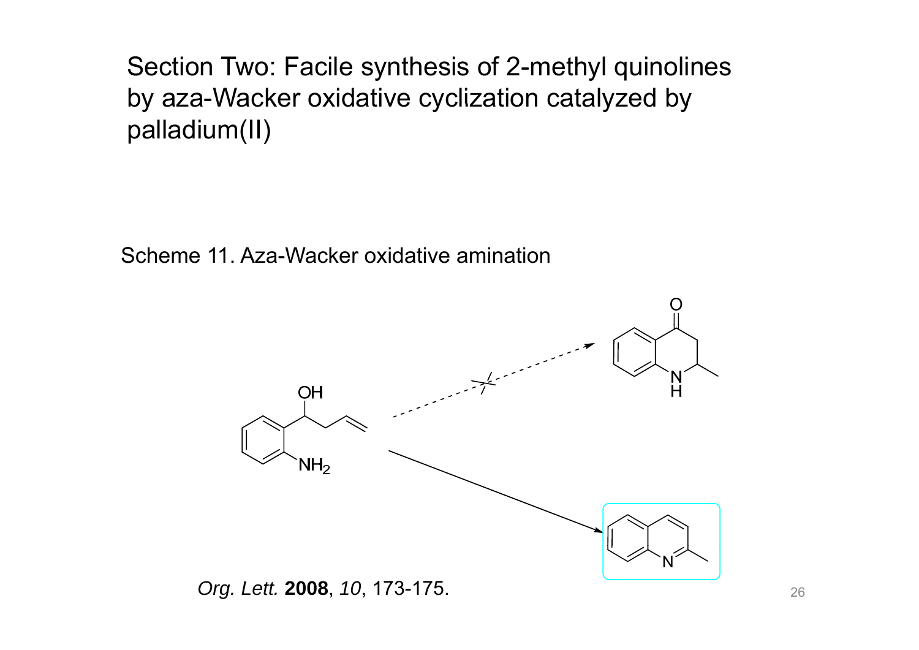# Section Two: Facile synthesis of 2-methyl quinolines by aza-Wacker oxidative cyclization catalyzed by palladium(II)

Scheme 11. Aza-Wacker oxidative amination

OH

$NH_2$

O

N
H

N

*Org. Lett.* **2008**, *10*, 173-175.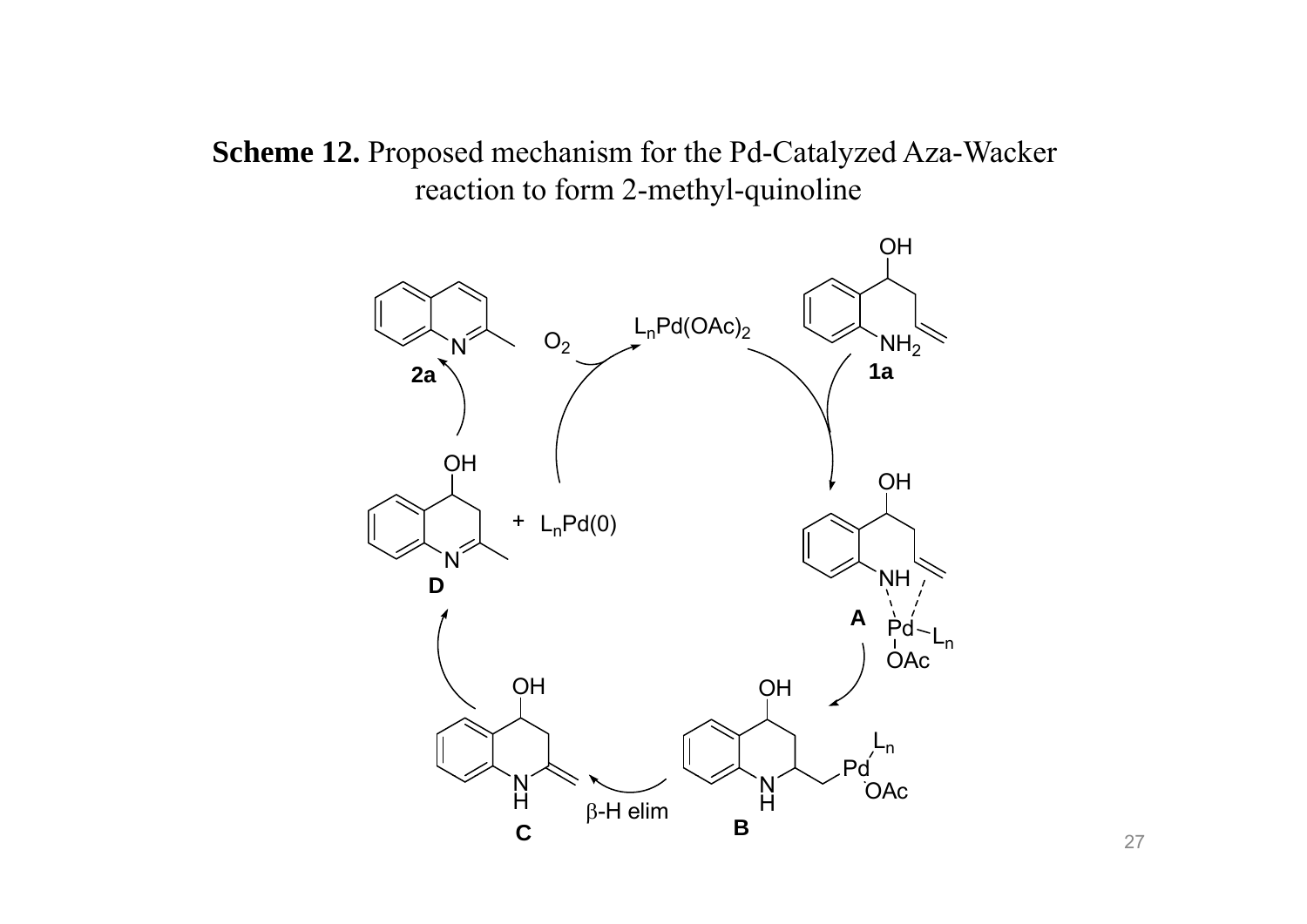**Scheme 12.** Proposed mechanism for the Pd-Catalyzed Aza-Wacker reaction to form 2-methyl-quinoline

$L_nPd(OAc)_2$

$O_2$

**1a**

**A**

**B**

β-H elim

**C**

**D**

$+ \; L_nPd(0)$

**2a**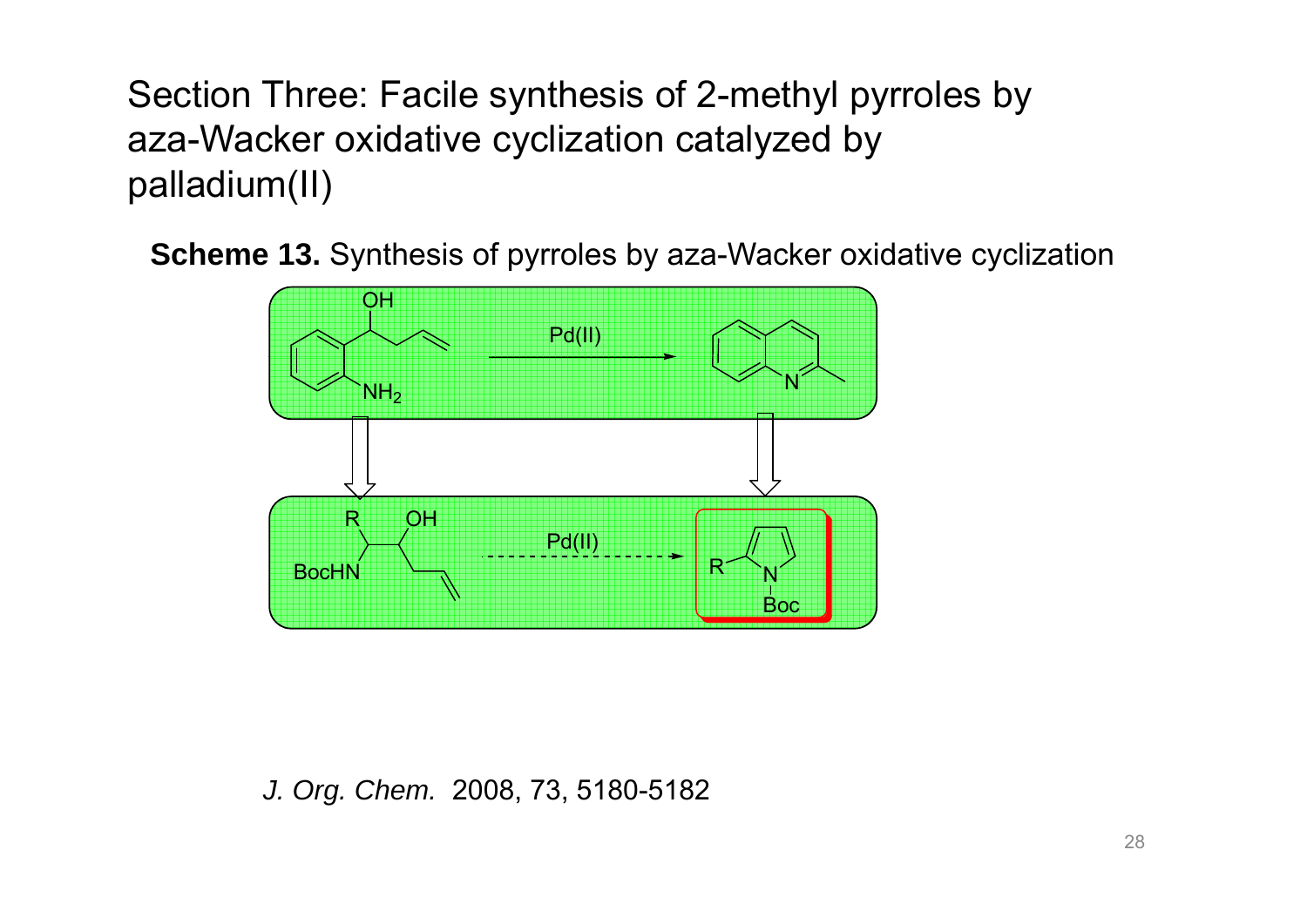# Section Three: Facile synthesis of 2-methyl pyrroles by aza-Wacker oxidative cyclization catalyzed by palladium(II)

**Scheme 13.** Synthesis of pyrroles by aza-Wacker oxidative cyclization

*J. Org. Chem.* 2008, 73, 5180-5182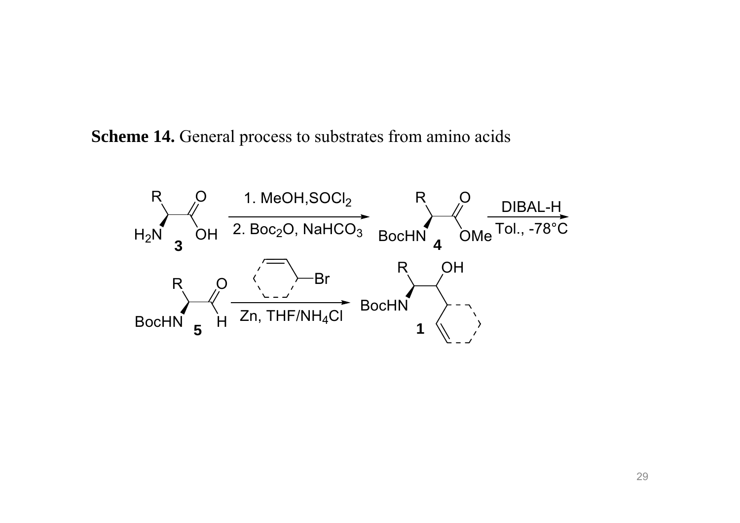**Scheme 14.** General process to substrates from amino acids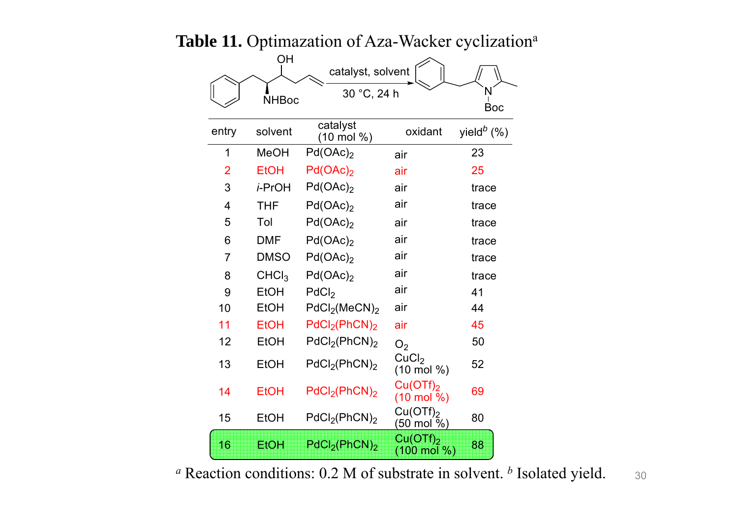**Table 11.** Optimazation of Aza-Wacker cyclization[a]

catalyst, solvent

30 °C, 24 h

| entry | solvent | catalyst (10 mol %) | oxidant | yield[b] (%) |
|---|---|---|---|---|
| 1 | MeOH | $Pd(OAc)_2$ | air | 23 |
| 2 | EtOH | $Pd(OAc)_2$ | air | 25 |
| 3 | *i*-PrOH | $Pd(OAc)_2$ | air | trace |
| 4 | THF | $Pd(OAc)_2$ | air | trace |
| 5 | Tol | $Pd(OAc)_2$ | air | trace |
| 6 | DMF | $Pd(OAc)_2$ | air | trace |
| 7 | DMSO | $Pd(OAc)_2$ | air | trace |
| 8 | $CHCl_3$ | $Pd(OAc)_2$ | air | trace |
| 9 | EtOH | $PdCl_2$ | air | 41 |
| 10 | EtOH | $PdCl_2(MeCN)_2$ | air | 44 |
| 11 | EtOH | $PdCl_2(PhCN)_2$ | air | 45 |
| 12 | EtOH | $PdCl_2(PhCN)_2$ | $O_2$ | 50 |
| 13 | EtOH | $PdCl_2(PhCN)_2$ | $CuCl_2$ (10 mol %) | 52 |
| 14 | EtOH | $PdCl_2(PhCN)_2$ | $Cu(OTf)_2$ (10 mol %) | 69 |
| 15 | EtOH | $PdCl_2(PhCN)_2$ | $Cu(OTf)_2$ (50 mol %) | 80 |
| 16 | EtOH | $PdCl_2(PhCN)_2$ | $Cu(OTf)_2$ (100 mol %) | 88 |

[a] Reaction conditions: 0.2 M of substrate in solvent. [b] Isolated yield.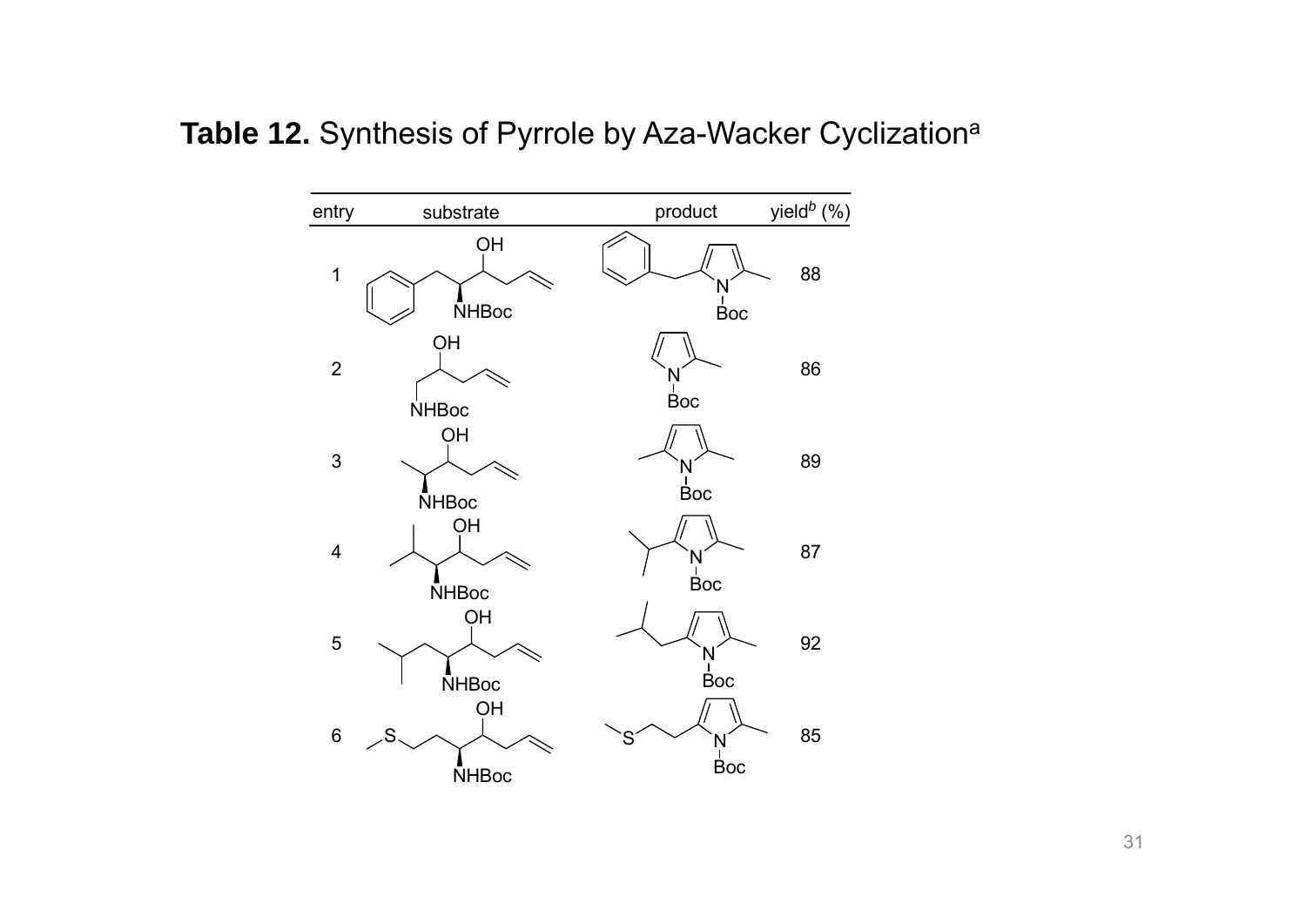**Table 12.** Synthesis of Pyrrole by Aza-Wacker Cyclization[a]

| entry | substrate | product | yield[b] (%) |
|---|---|---|---|
| 1 | OH, NHBoc | N-Boc | 88 |
| 2 | OH, NHBoc | N-Boc | 86 |
| 3 | OH, NHBoc | N-Boc | 89 |
| 4 | OH, NHBoc | N-Boc | 87 |
| 5 | OH, NHBoc | N-Boc | 92 |
| 6 | S, OH, NHBoc | S, N-Boc | 85 |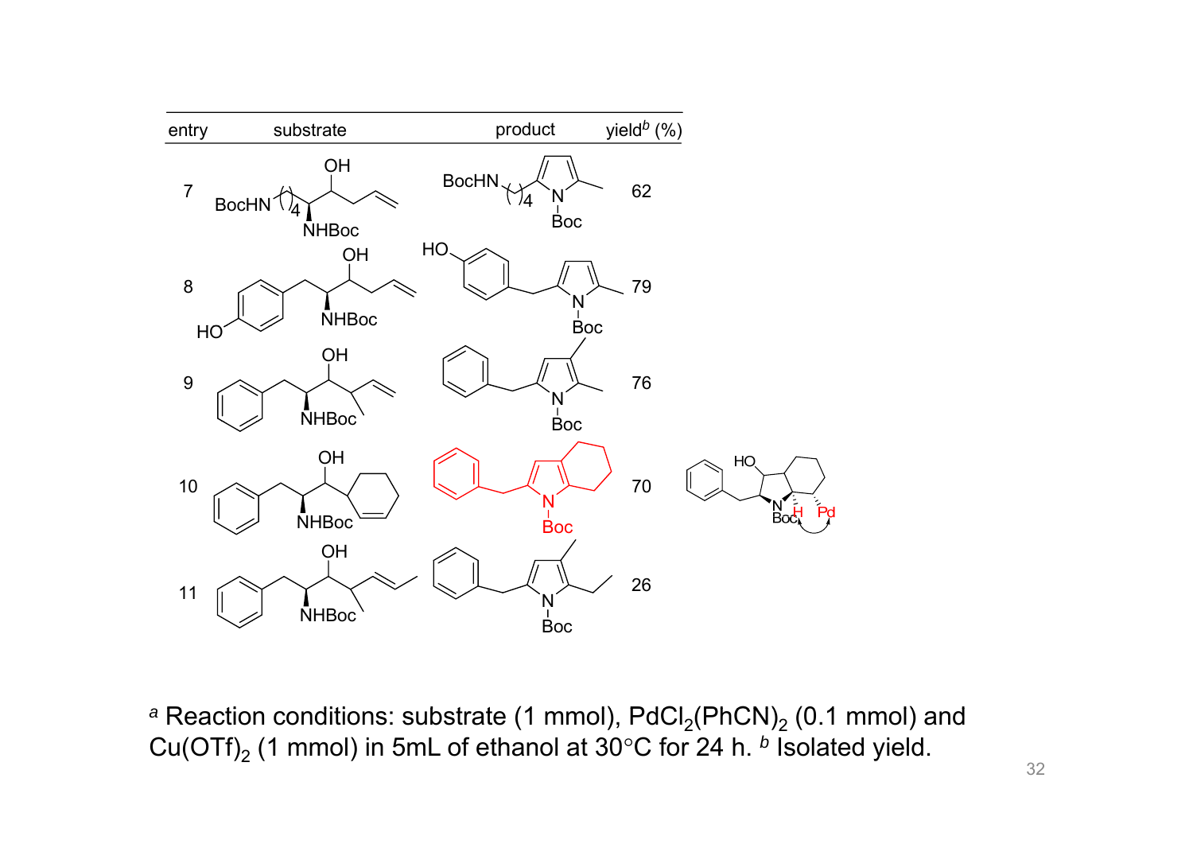| entry | substrate | product | yield[b] (%) |
|---|---|---|---|
| 7 | | | 62 |
| 8 | | | 79 |
| 9 | | | 76 |
| 10 | | | 70 |
| 11 | | | 26 |

[a] Reaction conditions: substrate (1 mmol), $PdCl_2(PhCN)_2$ (0.1 mmol) and $Cu(OTf)_2$ (1 mmol) in 5mL of ethanol at 30°C for 24 h. [b] Isolated yield.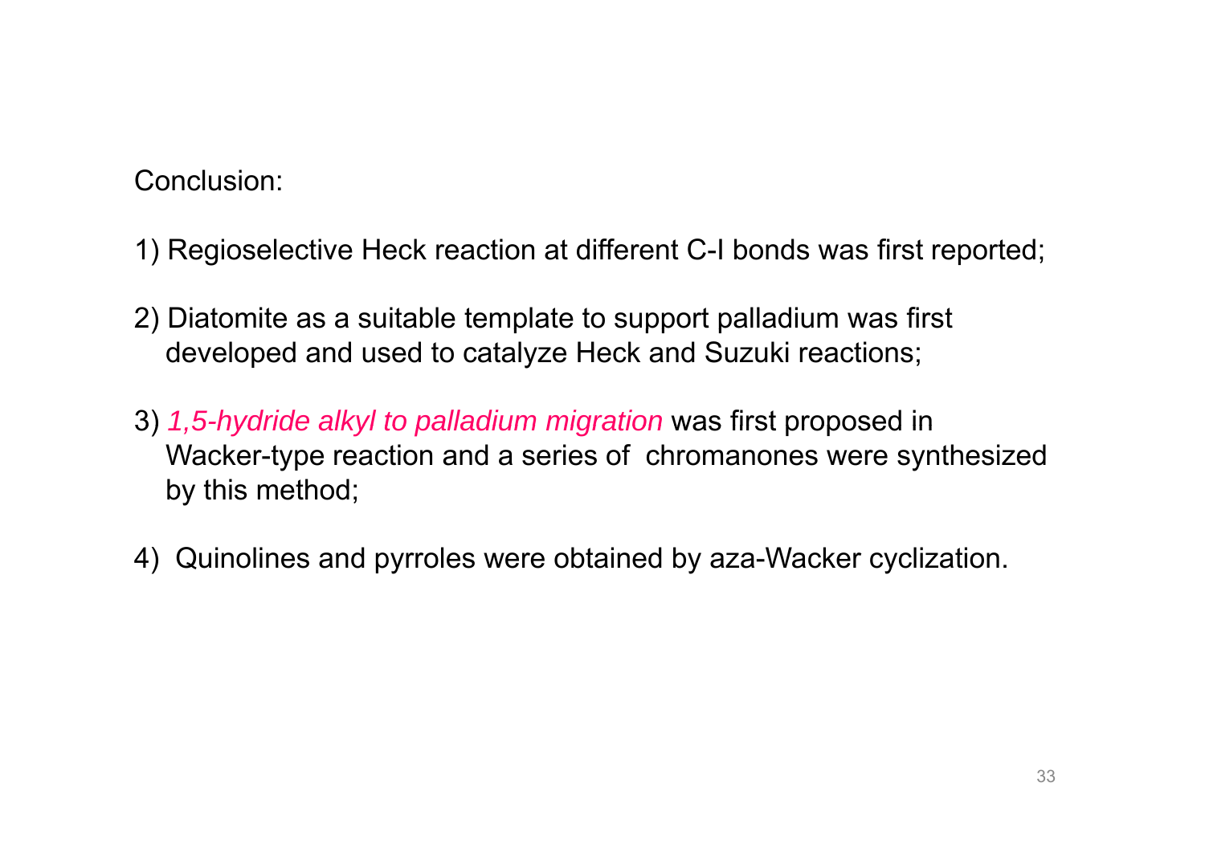Conclusion:

1) Regioselective Heck reaction at different C-I bonds was first reported;

2) Diatomite as a suitable template to support palladium was first developed and used to catalyze Heck and Suzuki reactions;

3) *1,5-hydride alkyl to palladium migration* was first proposed in Wacker-type reaction and a series of chromanones were synthesized by this method;

4) Quinolines and pyrroles were obtained by aza-Wacker cyclization.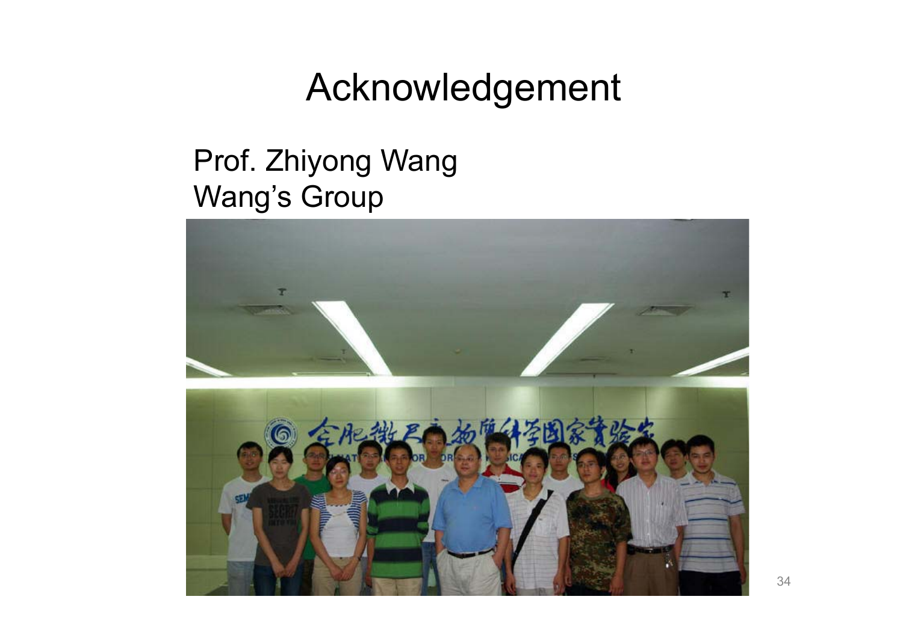# Acknowledgement

Prof. Zhiyong Wang
Wang's Group